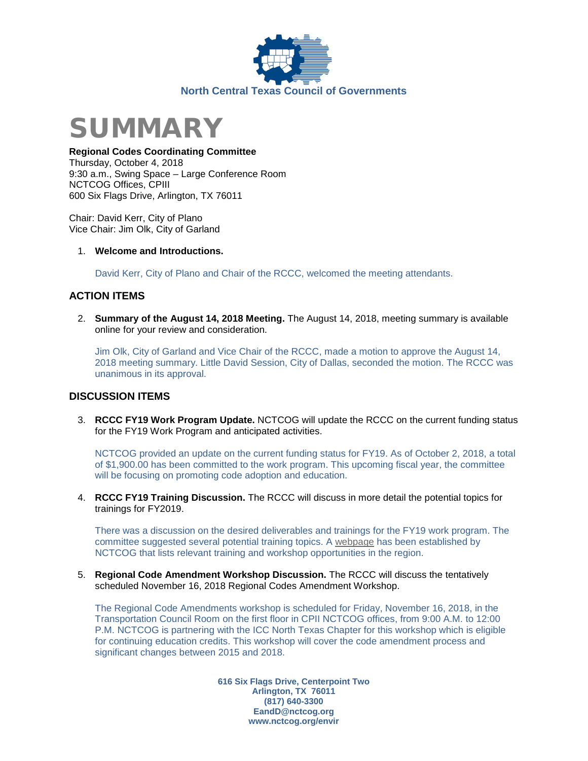North Central Texas Council of Governments

# SUMMARY

**Regional Codes Coordinating Committee**
Thursday, October 4, 2018
9:30 a.m., Swing Space – Large Conference Room
NCTCOG Offices, CPIII
600 Six Flags Drive, Arlington, TX 76011

Chair: David Kerr, City of Plano
Vice Chair: Jim Olk, City of Garland

1. **Welcome and Introductions.**

   David Kerr, City of Plano and Chair of the RCCC, welcomed the meeting attendants.

## ACTION ITEMS

2. **Summary of the August 14, 2018 Meeting.** The August 14, 2018, meeting summary is available online for your review and consideration.

   Jim Olk, City of Garland and Vice Chair of the RCCC, made a motion to approve the August 14, 2018 meeting summary. Little David Session, City of Dallas, seconded the motion. The RCCC was unanimous in its approval.

## DISCUSSION ITEMS

3. **RCCC FY19 Work Program Update.** NCTCOG will update the RCCC on the current funding status for the FY19 Work Program and anticipated activities.

   NCTCOG provided an update on the current funding status for FY19. As of October 2, 2018, a total of $1,900.00 has been committed to the work program. This upcoming fiscal year, the committee will be focusing on promoting code adoption and education.

4. **RCCC FY19 Training Discussion.** The RCCC will discuss in more detail the potential topics for trainings for FY2019.

   There was a discussion on the desired deliverables and trainings for the FY19 work program. The committee suggested several potential training topics. A webpage has been established by NCTCOG that lists relevant training and workshop opportunities in the region.

5. **Regional Code Amendment Workshop Discussion.** The RCCC will discuss the tentatively scheduled November 16, 2018 Regional Codes Amendment Workshop.

   The Regional Code Amendments workshop is scheduled for Friday, November 16, 2018, in the Transportation Council Room on the first floor in CPII NCTCOG offices, from 9:00 A.M. to 12:00 P.M. NCTCOG is partnering with the ICC North Texas Chapter for this workshop which is eligible for continuing education credits. This workshop will cover the code amendment process and significant changes between 2015 and 2018.

616 Six Flags Drive, Centerpoint Two
Arlington, TX 76011
(817) 640-3300
EandD@nctcog.org
www.nctcog.org/envir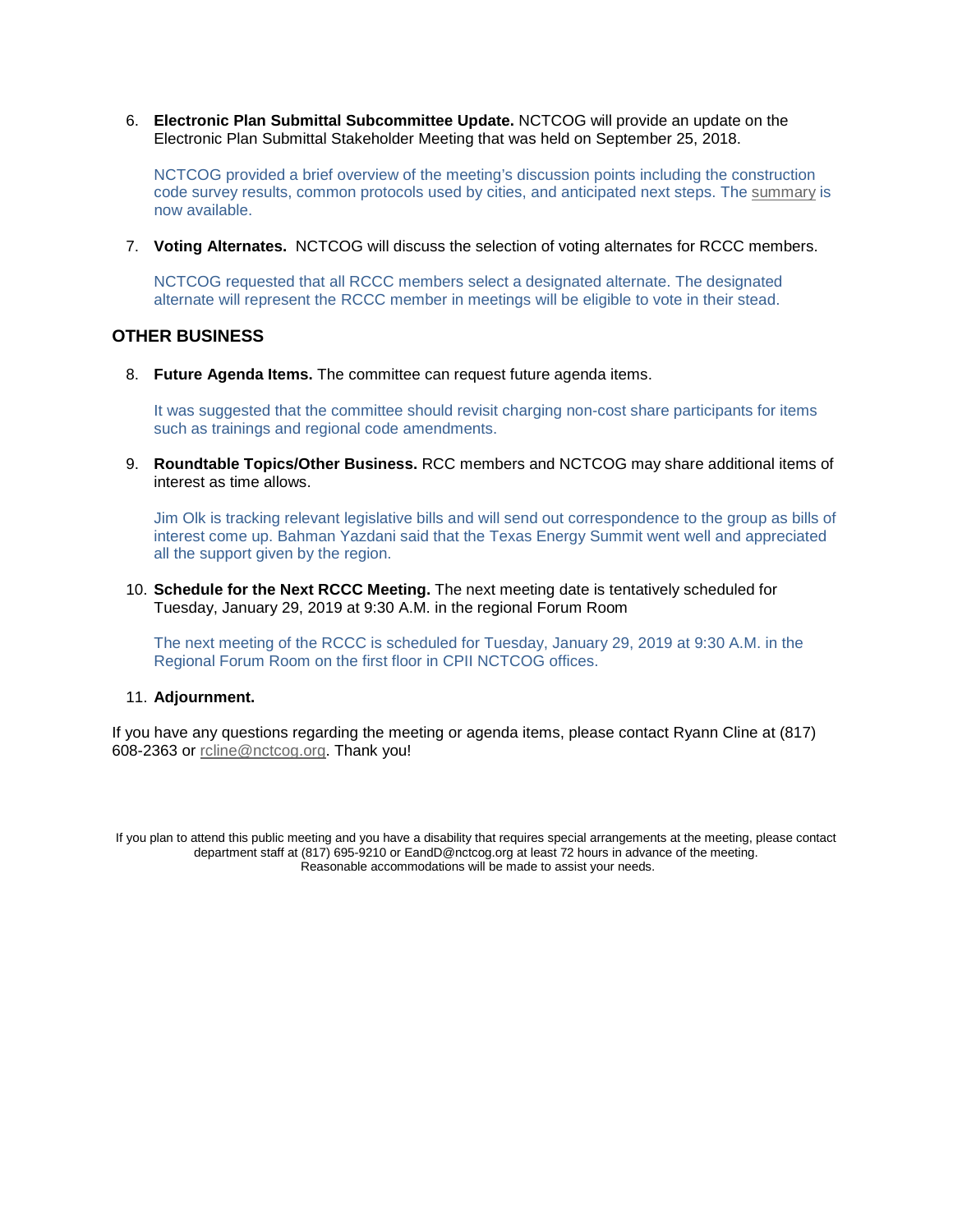6. **Electronic Plan Submittal Subcommittee Update.** NCTCOG will provide an update on the Electronic Plan Submittal Stakeholder Meeting that was held on September 25, 2018.

   NCTCOG provided a brief overview of the meeting's discussion points including the construction code survey results, common protocols used by cities, and anticipated next steps. The summary is now available.

7. **Voting Alternates.** NCTCOG will discuss the selection of voting alternates for RCCC members.

   NCTCOG requested that all RCCC members select a designated alternate. The designated alternate will represent the RCCC member in meetings will be eligible to vote in their stead.

## OTHER BUSINESS

8. **Future Agenda Items.** The committee can request future agenda items.

   It was suggested that the committee should revisit charging non-cost share participants for items such as trainings and regional code amendments.

9. **Roundtable Topics/Other Business.** RCC members and NCTCOG may share additional items of interest as time allows.

   Jim Olk is tracking relevant legislative bills and will send out correspondence to the group as bills of interest come up. Bahman Yazdani said that the Texas Energy Summit went well and appreciated all the support given by the region.

10. **Schedule for the Next RCCC Meeting.** The next meeting date is tentatively scheduled for Tuesday, January 29, 2019 at 9:30 A.M. in the regional Forum Room

    The next meeting of the RCCC is scheduled for Tuesday, January 29, 2019 at 9:30 A.M. in the Regional Forum Room on the first floor in CPII NCTCOG offices.

11. **Adjournment.**

If you have any questions regarding the meeting or agenda items, please contact Ryann Cline at (817) 608-2363 or rcline@nctcog.org. Thank you!

If you plan to attend this public meeting and you have a disability that requires special arrangements at the meeting, please contact department staff at (817) 695-9210 or EandD@nctcog.org at least 72 hours in advance of the meeting. Reasonable accommodations will be made to assist your needs.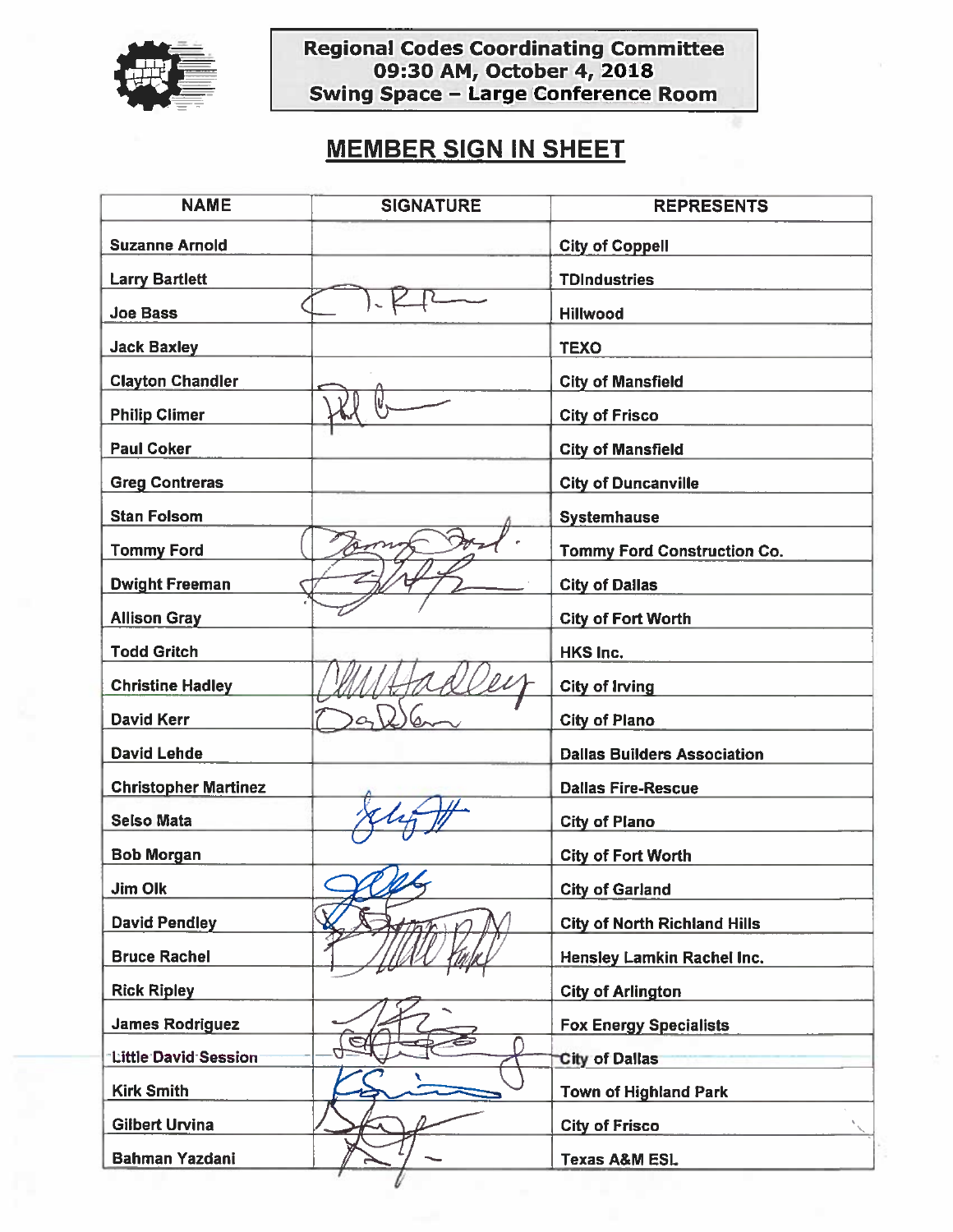**Regional Codes Coordinating Committee**
**09:30 AM, October 4, 2018**
**Swing Space – Large Conference Room**

## MEMBER SIGN IN SHEET

| NAME | SIGNATURE | REPRESENTS |
|---|---|---|
| Suzanne Arnold | | City of Coppell |
| Larry Bartlett | | TDIndustries |
| Joe Bass | | Hillwood |
| Jack Baxley | | TEXO |
| Clayton Chandler | | City of Mansfield |
| Philip Climer | | City of Frisco |
| Paul Coker | | City of Mansfield |
| Greg Contreras | | City of Duncanville |
| Stan Folsom | | Systemhause |
| Tommy Ford | | Tommy Ford Construction Co. |
| Dwight Freeman | | City of Dallas |
| Allison Gray | | City of Fort Worth |
| Todd Gritch | | HKS Inc. |
| Christine Hadley | | City of Irving |
| David Kerr | | City of Plano |
| David Lehde | | Dallas Builders Association |
| Christopher Martinez | | Dallas Fire-Rescue |
| Selso Mata | | City of Plano |
| Bob Morgan | | City of Fort Worth |
| Jim Olk | | City of Garland |
| David Pendley | | City of North Richland Hills |
| Bruce Rachel | | Hensley Lamkin Rachel Inc. |
| Rick Ripley | | City of Arlington |
| James Rodriguez | | Fox Energy Specialists |
| Little David Session | | City of Dallas |
| Kirk Smith | | Town of Highland Park |
| Gilbert Urvina | | City of Frisco |
| Bahman Yazdani | | Texas A&M ESL |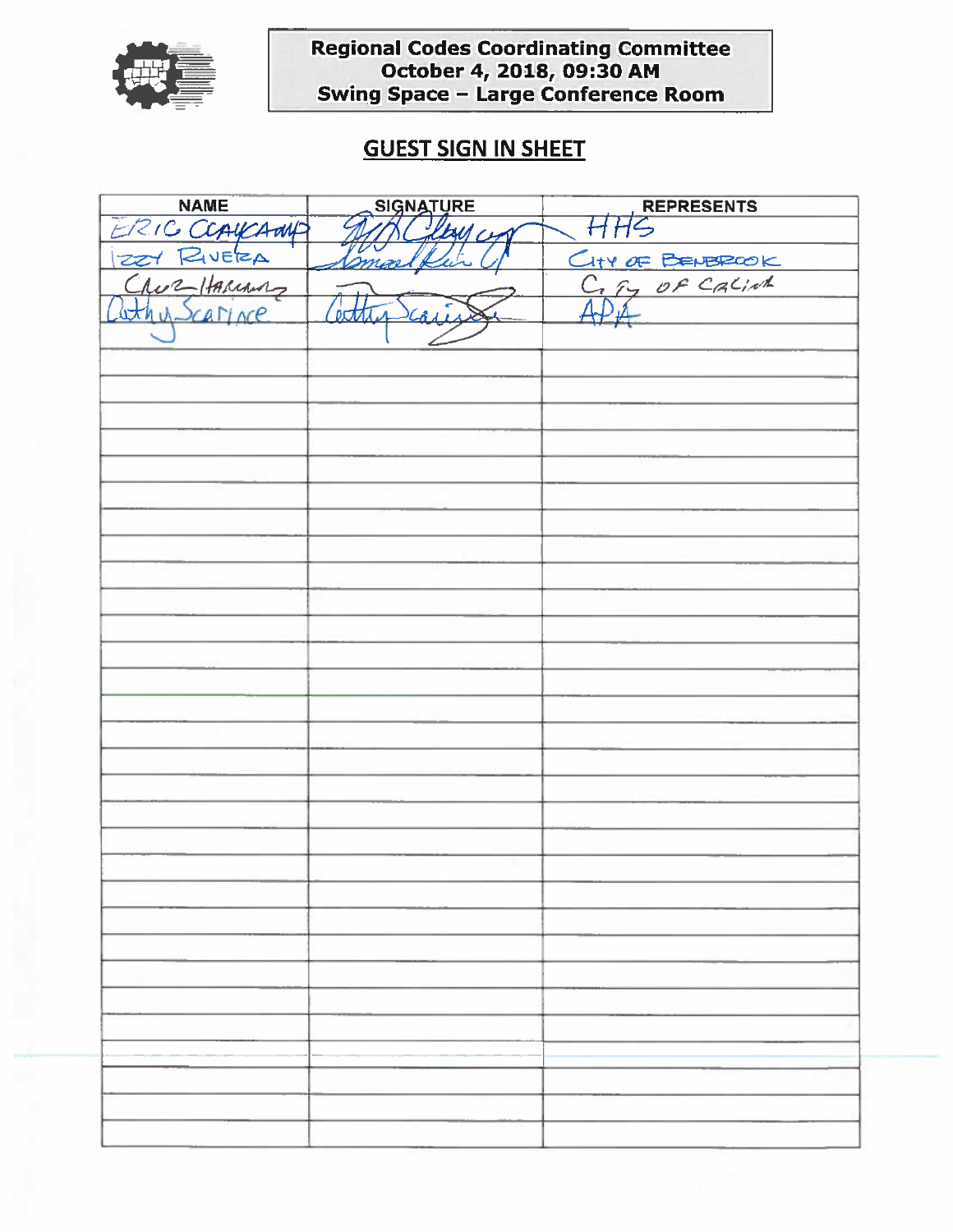**Regional Codes Coordinating Committee**
**October 4, 2018, 09:30 AM**
**Swing Space – Large Conference Room**

## GUEST SIGN IN SHEET

| NAME | SIGNATURE | REPRESENTS |
|---|---|---|
| ERIC CLAYCAMP | (signature) | HHS |
| IZZY RIVERA | (signature) | CITY OF BENBROOK |
| CRUZ HARMAN | (signature) | City OF CALINA |
| Cathy Scarince | (signature) | APA |
| | | |
| | | |
| | | |
| | | |
| | | |
| | | |
| | | |
| | | |
| | | |
| | | |
| | | |
| | | |
| | | |
| | | |
| | | |
| | | |
| | | |
| | | |
| | | |
| | | |
| | | |
| | | |
| | | |
| | | |
| | | |
| | | |
| | | |
| | | |
| | | |
| | | |
| | | |